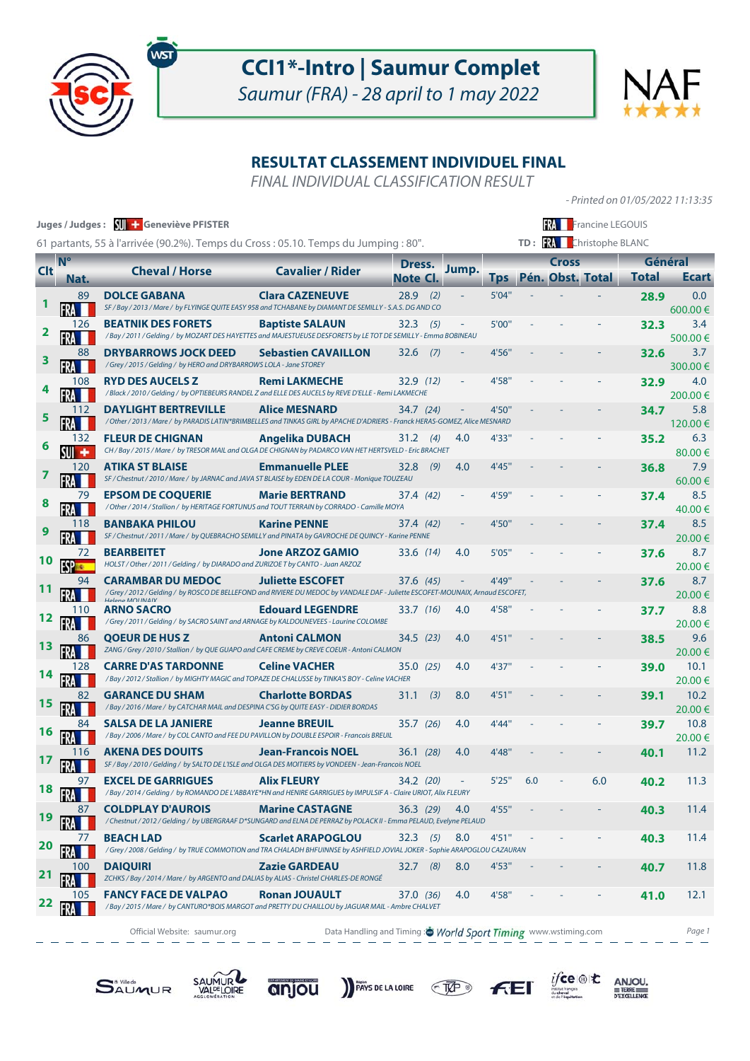# CCI1*-Intro | Saumur Complet

*Saumur (FRA) - 28 april to 1 may 2022*

## RESULTAT CLASSEMENT INDIVIDUEL FINAL

*FINAL INDIVIDUAL CLASSIFICATION RESULT*

*- Printed on 01/05/2022 11:13:35*

Juges / Judges : SUI Geneviève PFISTER — FRA Francine LEGOUIS

61 partants, 55 à l'arrivée (90.2%). Temps du Cross : 05.10. Temps du Jumping : 80". — TD : FRA Christophe BLANC

| Clt | N° Nat. | Cheval / Horse | Cavalier / Rider | Dress. Note | Dress. Cl. | Jump. | Cross Tps | Cross Pén. | Cross Obst. | Cross Total | Général Total | Général Ecart |
|---|---|---|---|---|---|---|---|---|---|---|---|---|
| 1 | 89 FRA | **DOLCE GABANA** *SF / Bay / 2013 / Mare / by FLYINGE QUITE EASY 958 and TCHABANE by DIAMANT DE SEMILLY - S.A.S. DG AND CO* | **Clara CAZENEUVE** | 28.9 | (2) | - | 5'04" | - | - | - | **28.9** | 0.0 600.00 € |
| 2 | 126 FRA | **BEATNIK DES FORETS** */ Bay / 2011 / Gelding / by MOZART DES HAYETTES and MAJESTUEUSE DESFORETS by LE TOT DE SEMILLY - Emma BOBINEAU* | **Baptiste SALAUN** | 32.3 | (5) | - | 5'00" | - | - | - | **32.3** | 3.4 500.00 € |
| 3 | 88 FRA | **DRYBARROWS JOCK DEED** */ Grey / 2015 / Gelding / by HERO and DRYBARROWS LOLA - Jane STOREY* | **Sebastien CAVAILLON** | 32.6 | (7) | - | 4'56" | - | - | - | **32.6** | 3.7 300.00 € |
| 4 | 108 FRA | **RYD DES AUCELS Z** */ Black / 2010 / Gelding / by OPTIEBEURS RANDEL Z and ELLE DES AUCELS by REVE D'ELLE - Remi LAKMECHE* | **Remi LAKMECHE** | 32.9 | (12) | - | 4'58" | - | - | - | **32.9** | 4.0 200.00 € |
| 5 | 112 FRA | **DAYLIGHT BERTREVILLE** */ Other / 2013 / Mare / by PARADIS LATIN*BRIMBELLES and TINKAS GIRL by APACHE D'ADRIERS - Franck HERAS-GOMEZ, Alice MESNARD* | **Alice MESNARD** | 34.7 | (24) | - | 4'50" | - | - | - | **34.7** | 5.8 120.00 € |
| 6 | 132 SUI | **FLEUR DE CHIGNAN** *CH / Bay / 2015 / Mare / by TRESOR MAIL and OLGA DE CHIGNAN by PADARCO VAN HET HERTSVELD - Eric BRACHET* | **Angelika DUBACH** | 31.2 | (4) | 4.0 | 4'33" | - | - | - | **35.2** | 6.3 80.00 € |
| 7 | 120 FRA | **ATIKA ST BLAISE** *SF / Chestnut / 2010 / Mare / by JARNAC and JAVA ST BLAISE by EDEN DE LA COUR - Monique TOUZEAU* | **Emmanuelle PLEE** | 32.8 | (9) | 4.0 | 4'45" | - | - | - | **36.8** | 7.9 60.00 € |
| 8 | 79 FRA | **EPSOM DE COQUERIE** */ Other / 2014 / Stallion / by HERITAGE FORTUNUS and TOUT TERRAIN by CORRADO - Camille MOYA* | **Marie BERTRAND** | 37.4 | (42) | - | 4'59" | - | - | - | **37.4** | 8.5 40.00 € |
| 9 | 118 FRA | **BANBAKA PHILOU** *SF / Chestnut / 2011 / Mare / by QUEBRACHO SEMILLY and PINATA by GAVROCHE DE QUINCY - Karine PENNE* | **Karine PENNE** | 37.4 | (42) | - | 4'50" | - | - | - | **37.4** | 8.5 20.00 € |
| 10 | 72 ESP | **BEARBEITET** *HOLST / Other / 2011 / Gelding / by DIARADO and ZURIZOE T by CANTO - Juan ARZOZ* | **Jone ARZOZ GAMIO** | 33.6 | (14) | 4.0 | 5'05" | - | - | - | **37.6** | 8.7 20.00 € |
| 11 | 94 FRA | **CARAMBAR DU MEDOC** */ Grey / 2012 / Gelding / by ROSCO DE BELLEFOND and RIVIERE DU MEDOC by VANDALE DAF - Juliette ESCOFET-MOUNAIX, Arnaud ESCOFET, Helene MOUNAIX* | **Juliette ESCOFET** | 37.6 | (45) | - | 4'49" | - | - | - | **37.6** | 8.7 20.00 € |
| 12 | 110 FRA | **ARNO SACRO** */ Grey / 2011 / Gelding / by SACRO SAINT and ARNAGE by KALDOUNEVEES - Laurine COLOMBE* | **Edouard LEGENDRE** | 33.7 | (16) | 4.0 | 4'58" | - | - | - | **37.7** | 8.8 20.00 € |
| 13 | 86 FRA | **QOEUR DE HUS Z** *ZANG / Grey / 2010 / Stallion / by QUE GUAPO and CAFE CREME by CREVE COEUR - Antoni CALMON* | **Antoni CALMON** | 34.5 | (23) | 4.0 | 4'51" | - | - | - | **38.5** | 9.6 20.00 € |
| 14 | 128 FRA | **CARRE D'AS TARDONNE** */ Bay / 2012 / Stallion / by MIGHTY MAGIC and TOPAZE DE CHALUSSE by TINKA'S BOY - Celine VACHER* | **Celine VACHER** | 35.0 | (25) | 4.0 | 4'37" | - | - | - | **39.0** | 10.1 20.00 € |
| 15 | 82 FRA | **GARANCE DU SHAM** */ Bay / 2016 / Mare / by CATCHAR MAIL and DESPINA C'SG by QUITE EASY - DIDIER BORDAS* | **Charlotte BORDAS** | 31.1 | (3) | 8.0 | 4'51" | - | - | - | **39.1** | 10.2 20.00 € |
| 16 | 84 FRA | **SALSA DE LA JANIERE** */ Bay / 2006 / Mare / by COL CANTO and FEE DU PAVILLON by DOUBLE ESPOIR - Francois BREUIL* | **Jeanne BREUIL** | 35.7 | (26) | 4.0 | 4'44" | - | - | - | **39.7** | 10.8 20.00 € |
| 17 | 116 FRA | **AKENA DES DOUITS** *SF / Bay / 2010 / Gelding / by SALTO DE L'ISLE and OLGA DES MOITIERS by VONDEEN - Jean-Francois NOEL* | **Jean-Francois NOEL** | 36.1 | (28) | 4.0 | 4'48" | - | - | - | **40.1** | 11.2 |
| 18 | 97 FRA | **EXCEL DE GARRIGUES** */ Bay / 2014 / Gelding / by ROMANDO DE L'ABBAYE*HN and HENIRE GARRIGUES by IMPULSIF A - Claire URIOT, Alix FLEURY* | **Alix FLEURY** | 34.2 | (20) | - | 5'25" | 6.0 | - | 6.0 | **40.2** | 11.3 |
| 19 | 87 FRA | **COLDPLAY D'AUROIS** */ Chestnut / 2012 / Gelding / by UBERGRAAF D*SUNGARD and ELNA DE PERRAZ by POLACK II - Emma PELAUD, Evelyne PELAUD* | **Marine CASTAGNE** | 36.3 | (29) | 4.0 | 4'55" | - | - | - | **40.3** | 11.4 |
| 20 | 77 FRA | **BEACH LAD** */ Grey / 2008 / Gelding / by TRUE COMMOTION and TRA CHALADH BHFUINNSE by ASHFIELD JOVIAL JOKER - Sophie ARAPOGLOU CAZAURAN* | **Scarlet ARAPOGLOU** | 32.3 | (5) | 8.0 | 4'51" | - | - | - | **40.3** | 11.4 |
| 21 | 100 FRA | **DAIQUIRI** *ZCHKS / Bay / 2014 / Mare / by ARGENTO and DALIAS by ALIAS - Christel CHARLES-DE RONGÉ* | **Zazie GARDEAU** | 32.7 | (8) | 8.0 | 4'53" | - | - | - | **40.7** | 11.8 |
| 22 | 105 FRA | **FANCY FACE DE VALPAO** */ Bay / 2015 / Mare / by CANTURO*BOIS MARGOT and PRETTY DU CHAILLOU by JAGUAR MAIL - Ambre CHALVET* | **Ronan JOUAULT** | 37.0 | (36) | 4.0 | 4'58" | - | - | - | **41.0** | 12.1 |

Official Website: saumur.org — Data Handling and Timing : World Sport Timing www.wstiming.com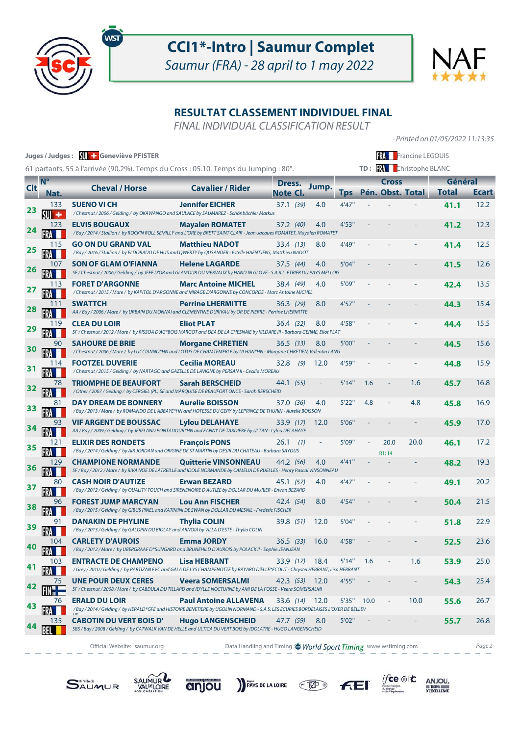# CCI1*-Intro | Saumur Complet

*Saumur (FRA) - 28 april to 1 may 2022*

## RESULTAT CLASSEMENT INDIVIDUEL FINAL

*FINAL INDIVIDUAL CLASSIFICATION RESULT*

*- Printed on 01/05/2022 11:13:35*

**Juges / Judges :** SUI Geneviève PFISTER — FRA Francine LEGOUIS

61 partants, 55 à l'arrivée (90.2%). Temps du Cross : 05.10. Temps du Jumping : 80". — **TD :** FRA Christophe BLANC

| Clt | N° Nat. | Cheval / Horse | Cavalier / Rider | Dress. Note | Dress. Cl. | Jump. | Cross Tps | Cross Pén. | Cross Obst. | Cross Total | Général Total | Général Ecart |
|---|---|---|---|---|---|---|---|---|---|---|---|---|
| 23 | 133 SUI | **SUENO VI CH** *Chestnut / 2006 / Gelding / by OKAWANGO and SAULACE by SAUMAREZ - Schönbächler Markus* | **Jennifer EICHER** | 37.1 | (39) | 4.0 | 4'47" | - | - | - | **41.1** | 12.2 |
| 24 | 123 FRA | **ELVIS BOUGAUX** *Bay / 2014 / Stallion / by ROCK'N ROLL SEMILLY and L'ORE by BRETT SAINT CLAIR - Jean-Jacques ROMATET, Mayalen ROMATET* | **Mayalen ROMATET** | 37.2 | (40) | 4.0 | 4'53" | - | - | - | **41.2** | 12.3 |
| 25 | 115 FRA | **GO ON DU GRAND VAL** *Bay / 2016 / Stallion / by ELDORADO DE HUS and QWERTY BY QUSANDER - Estelle HAENTJENS, Matthieu NADOT* | **Matthieu NADOT** | 33.4 | (13) | 8.0 | 4'49" | - | - | - | **41.4** | 12.5 |
| 26 | 107 FRA | **SON OF GLAM O'FIANNA** *SF / Chestnut / 2006 / Gelding / by JEFF D'OR and GLAMOUR DU MERVAUX by HAND IN GLOVE - S.A.R.L. ETRIER DU PAYS MELLOIS* | **Helene LAGARDE** | 37.5 | (44) | 4.0 | 5'04" | - | - | - | **41.5** | 12.6 |
| 27 | 113 FRA | **FORET D'ARGONNE** *Chestnut / 2015 / Mare / by KAPITOL D'ARGONNE and MIRAGE D'ARGONNE by CONCORDE - Marc Antoine MICHEL* | **Marc Antoine MICHEL** | 38.4 | (49) | 4.0 | 5'09" | - | - | - | **42.4** | 13.5 |
| 28 | 111 FRA | **SWATTCH** *AA / Bay / 2006 / Mare / by URBAIN DU MONNAI and CLEMENTINE DURIVAU by OR DE PIERRE - Perrine LHERMITTE* | **Perrine LHERMITTE** | 36.3 | (29) | 8.0 | 4'57" | - | - | - | **44.3** | 15.4 |
| 29 | 119 FRA | **CLEA DU LOIR** *SF / Chestnut / 2012 / Mare / by RISSOA D'AG*BOIS MARGOT and DEA DE LA CHESNAIE by KILDARE III - Barbara GERME, Eliot PLAT* | **Eliot PLAT** | 36.4 | (32) | 8.0 | 4'58" | - | - | - | **44.4** | 15.5 |
| 30 | 90 FRA | **SAHOURE DE BRIE** *Chestnut / 2006 / Mare / by LUCCIANNO*HN and LOTUS DE CHAMTEMERLE by ULHAN*HN - Morgane CHRETIEN, Valentin LANG* | **Morgane CHRETIEN** | 36.5 | (33) | 8.0 | 5'00" | - | - | - | **44.5** | 15.6 |
| 31 | 114 FRA | **FOOTZEL DUVERIE** *Chestnut / 2015 / Gelding / by NARTAGO and GAZELLE DE LAVIGNE by PERSAN II - Cecilia MOREAU* | **Cecilia MOREAU** | 32.8 | (9) | 12.0 | 4'59" | - | - | - | **44.8** | 15.9 |
| 32 | 78 FRA | **TRIOMPHE DE BEAUFORT** *Other / 2007 / Gelding / by CERGIEL (PL) SE and MARQUISE DE BEAUFORT ONCS - Sarah BERSCHEID* | **Sarah BERSCHEID** | 44.1 | (55) | - | 5'14" | 1.6 | - | 1.6 | **45.7** | 16.8 |
| 33 | 81 FRA | **DAY DREAM DE BONNERY** *Bay / 2013 / Mare / by ROMANDO DE L'ABBAYE*HN and HOTESSE DU GERY by LEPRINCE DE THURIN - Aurelie BOISSON* | **Aurelie BOISSON** | 37.0 | (36) | 4.0 | 5'22" | 4.8 | - | 4.8 | **45.8** | 16.9 |
| 34 | 93 FRA | **VIF ARGENT DE BOUSSAC** *AA / Bay / 2009 / Gelding / by JEBELAND PONTADOUR*HN and FANNY DE TARDIERE by ULTAN - Lylou DELAHAYE* | **Lylou DELAHAYE** | 33.9 | (17) | 12.0 | 5'06" | - | - | - | **45.9** | 17.0 |
| 35 | 121 FRA | **ELIXIR DES RONDETS** *Bay / 2014 / Gelding / by AIR JORDAN and ORIGINE DE ST MARTIN by DESIR DU CHATEAU - Barbara SAYOUS* | **François PONS** | 26.1 | (1) | - | 5'09" | - | 20.0 R1: 14 | 20.0 | **46.1** | 17.2 |
| 36 | 129 FRA | **CHAMPIONE NORMANDE** *SF / Bay / 2012 / Mare / by RIVA NOE DE LATREILLE and IDOLE NORMANDE by CAMELIA DE RUELLES - Henry Pascal VINSONNEAU* | **Quitterie VINSONNEAU** | 44.2 | (56) | 4.0 | 4'41" | - | - | - | **48.2** | 19.3 |
| 37 | 80 FRA | **CASH NOIR D'AUTIZE** *Bay / 2012 / Gelding / by QUALITY TOUCH and SIRENENOIRE D'AUTIZE by DOLLAR DU MURIER - Erwan BEZARD* | **Erwan BEZARD** | 45.1 | (57) | 4.0 | 4'47" | - | - | - | **49.1** | 20.2 |
| 38 | 96 FRA | **FOREST JUMP MARCYAN** *Bay / 2015 / Gelding / by GIBUS PINEL and KATIMINI DE SWAN by DOLLAR DU MESNIL - Frederic FISCHER* | **Lou Ann FISCHER** | 42.4 | (54) | 8.0 | 4'54" | - | - | - | **50.4** | 21.5 |
| 39 | 91 FRA | **DANAKIN DE PHYLINE** *Bay / 2013 / Gelding / by GALOPIN DU BIOLAY and ARNOIA by VILLA D'ESTE - Thylia COLIN* | **Thylia COLIN** | 39.8 | (51) | 12.0 | 5'04" | - | - | - | **51.8** | 22.9 |
| 40 | 104 FRA | **CARLETY D'AUROIS** *Bay / 2012 / Mare / by UBERGRAAF D*SUNGARD and BRUNEHILD D'AUROIS by POLACK II - Sophie JEANJEAN* | **Emma JORDY** | 36.5 | (33) | 16.0 | 4'58" | - | - | - | **52.5** | 23.6 |
| 41 | 103 FRA | **ENTRACTE DE CHAMPENO** *Grey / 2010 / Gelding / by PARTIZAN FVC and GALA DE LYS CHAMPENOTTE by BAYARD D'ELLE*ECOLIT - Chrystel HEBRANT, Lisa HEBRANT* | **Lisa HEBRANT** | 33.9 | (17) | 18.4 | 5'14" | 1.6 | - | 1.6 | **53.9** | 25.0 |
| 42 | 75 FIN | **UNE POUR DEUX CERES** *SF / Chestnut / 2008 / Mare / by CABDULA DU TILLARD and IDYLLE NOCTURNE by AMI DE LA FOSSE - Veera SOMERSALMI* | **Veera SOMERSALMI** | 42.3 | (53) | 12.0 | 4'55" | - | - | - | **54.3** | 25.4 |
| 43 | 76 FRA | **ERALD DU LOIR** *Bay / 2014 / Gelding / by HERALD*GFE and HISTOIRE BENETIERE by UGOLIN NORMAND - S.A.S. LES ECURIES BORDELAISES L'OXER DE BELLEV* | **Paul Antoine ALLAVENA** | 33.6 | (14) | 12.0 | 5'35" | 10.0 | - | 10.0 | **55.6** | 26.7 |
| 44 | 135 BEL | **CABOTIN DU VERT BOIS D'** *SBS / Bay / 2008 / Gelding / by CATWALK VAN DE HELLE and ULTICA DU VERT BOIS by IDOLATRE - HUGO LANGENSCHEID* | **Hugo LANGENSCHEID** | 47.7 | (59) | 8.0 | 5'02" | - | - | - | **55.7** | 26.8 |

Official Website: saumur.org — Data Handling and Timing : World Sport Timing www.wstiming.com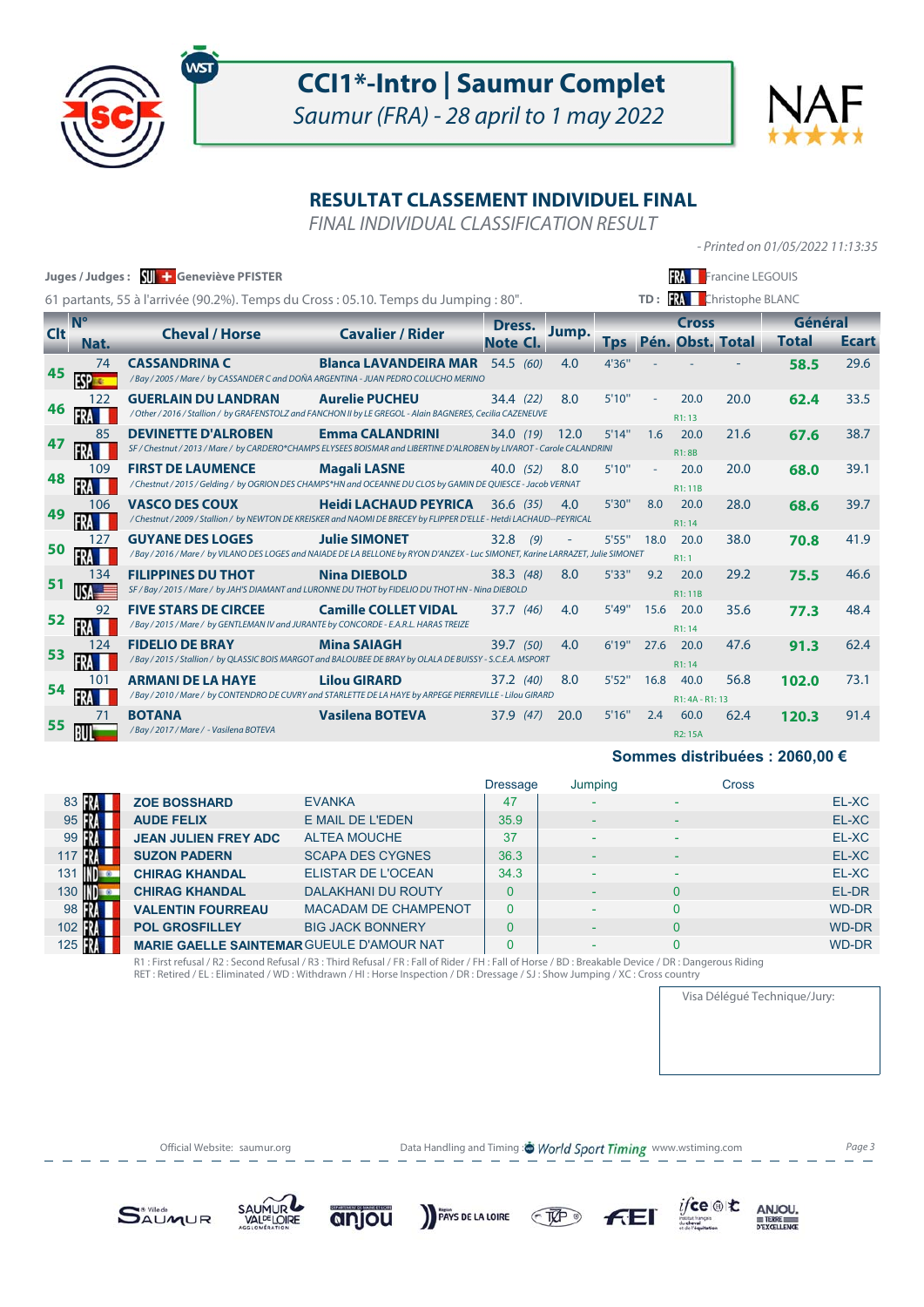# CCI1*-Intro | Saumur Complet

*Saumur (FRA) - 28 april to 1 may 2022*

## RESULTAT CLASSEMENT INDIVIDUEL FINAL

*FINAL INDIVIDUAL CLASSIFICATION RESULT*

*- Printed on 01/05/2022 11:13:35*

**Juges / Judges :** SUI Geneviève PFISTER — FRA Francine LEGOUIS

61 partants, 55 à l'arrivée (90.2%). Temps du Cross : 05.10. Temps du Jumping : 80".

**TD :** FRA Christophe BLANC

| Clt | N° Nat. | Cheval / Horse | Cavalier / Rider | Dress. Note | Dress. Cl. | Jump. | Cross Tps | Cross Pén. | Cross Obst. | Cross Total | Général Total | Général Ecart |
|---|---|---|---|---|---|---|---|---|---|---|---|---|
| 45 | 74 ESP | **CASSANDRINA C** /Bay / 2005 / Mare / by CASSANDER C and DOÑA ARGENTINA - JUAN PEDRO COLUCHO MERINO | **Blanca LAVANDEIRA MAR** | 54.5 | (60) | 4.0 | 4'36" | - | - | - | **58.5** | 29.6 |
| 46 | 122 FRA | **GUERLAIN DU LANDRAN** /Other / 2016 / Stallion / by GRAFENSTOLZ and FANCHON II by LE GREGOL - Alain BAGNERES, Cecilia CAZENEUVE | **Aurelie PUCHEU** | 34.4 | (22) | 8.0 | 5'10" | - | 20.0 R1: 13 | 20.0 | **62.4** | 33.5 |
| 47 | 85 FRA | **DEVINETTE D'ALROBEN** SF / Chestnut / 2013 / Mare / by CARDERO*CHAMPS ELYSEES BOISMAR and LIBERTINE D'ALROBEN by LIVAROT - Carole CALANDRINI | **Emma CALANDRINI** | 34.0 | (19) | 12.0 | 5'14" | 1.6 | 20.0 R1: 8B | 21.6 | **67.6** | 38.7 |
| 48 | 109 FRA | **FIRST DE LAUMENCE** /Chestnut / 2015 / Gelding / by OGRION DES CHAMPS*HN and OCEANNE DU CLOS by GAMIN DE QUIESCE - Jacob VERNAT | **Magali LASNE** | 40.0 | (52) | 8.0 | 5'10" | - | 20.0 R1: 11B | 20.0 | **68.0** | 39.1 |
| 49 | 106 FRA | **VASCO DES COUX** /Chestnut / 2009 / Stallion / by NEWTON DE KREISKER and NAOMI DE BRECEY by FLIPPER D'ELLE - Hetdi LACHAUD--PEYRICAL | **Heidi LACHAUD PEYRICA** | 36.6 | (35) | 4.0 | 5'30" | 8.0 | 20.0 R1: 14 | 28.0 | **68.6** | 39.7 |
| 50 | 127 FRA | **GUYANE DES LOGES** /Bay / 2016 / Mare / by VILANO DES LOGES and NAIADE DE LA BELLONE by RYON D'ANZEX - Luc SIMONET, Karine LARRAZET, Julie SIMONET | **Julie SIMONET** | 32.8 | (9) | - | 5'55" | 18.0 | 20.0 R1: 1 | 38.0 | **70.8** | 41.9 |
| 51 | 134 USA | **FILIPPINES DU THOT** SF / Bay / 2015 / Mare / by JAH'S DIAMANT and LURONNE DU THOT by FIDELIO DU THOT HN - Nina DIEBOLD | **Nina DIEBOLD** | 38.3 | (48) | 8.0 | 5'33" | 9.2 | 20.0 R1: 11B | 29.2 | **75.5** | 46.6 |
| 52 | 92 FRA | **FIVE STARS DE CIRCEE** /Bay / 2015 / Mare / by GENTLEMAN IV and JURANTE by CONCORDE - E.A.R.L. HARAS TREIZE | **Camille COLLET VIDAL** | 37.7 | (46) | 4.0 | 5'49" | 15.6 | 20.0 R1: 14 | 35.6 | **77.3** | 48.4 |
| 53 | 124 FRA | **FIDELIO DE BRAY** /Bay / 2015 / Stallion / by QLASSIC BOIS MARGOT and BALOUBEE DE BRAY by OLALA DE BUISSY - S.C.E.A. MSPORT | **Mina SAIAGH** | 39.7 | (50) | 4.0 | 6'19" | 27.6 | 20.0 R1: 14 | 47.6 | **91.3** | 62.4 |
| 54 | 101 FRA | **ARMANI DE LA HAYE** /Bay / 2010 / Mare / by CONTENDRO DE CUVRY and STARLETTE DE LA HAYE by ARPEGE PIERREVILLE - Lilou GIRARD | **Lilou GIRARD** | 37.2 | (40) | 8.0 | 5'52" | 16.8 | 40.0 R1: 4A - R1: 13 | 56.8 | **102.0** | 73.1 |
| 55 | 71 BUL | **BOTANA** /Bay / 2017 / Mare / - Vasilena BOTEVA | **Vasilena BOTEVA** | 37.9 | (47) | 20.0 | 5'16" | 2.4 | 60.0 R2: 15A | 62.4 | **120.3** | 91.4 |

**Sommes distribuées : 2060,00 €**

| N° | Nat. | Rider | Horse | Dressage | Jumping | Cross | Status |
|---|---|---|---|---|---|---|---|
| 83 | FRA | **ZOE BOSSHARD** | EVANKA | 47 | - | - | EL-XC |
| 95 | FRA | **AUDE FELIX** | E MAIL DE L'EDEN | 35.9 | - | - | EL-XC |
| 99 | FRA | **JEAN JULIEN FREY ADC** | ALTEA MOUCHE | 37 | - | - | EL-XC |
| 117 | FRA | **SUZON PADERN** | SCAPA DES CYGNES | 36.3 | - | - | EL-XC |
| 131 | IND | **CHIRAG KHANDAL** | ELISTAR DE L'OCEAN | 34.3 | - | - | EL-XC |
| 130 | IND | **CHIRAG KHANDAL** | DALAKHANI DU ROUTY | 0 | - | 0 | EL-DR |
| 98 | FRA | **VALENTIN FOURREAU** | MACADAM DE CHAMPENOT | 0 | - | 0 | WD-DR |
| 102 | FRA | **POL GROSFILLEY** | BIG JACK BONNERY | 0 | - | 0 | WD-DR |
| 125 | FRA | **MARIE GAELLE SAINTEMAR** | GUEULE D'AMOUR NAT | 0 | - | 0 | WD-DR |

R1 : First refusal / R2 : Second Refusal / R3 : Third Refusal / FR : Fall of Rider / FH : Fall of Horse / BD : Breakable Device / DR : Dangerous Riding
RET : Retired / EL : Eliminated / WD : Withdrawn / HI : Horse Inspection / DR : Dressage / SJ : Show Jumping / XC : Cross country

Visa Délégué Technique/Jury:

Official Website: saumur.org — Data Handling and Timing World Sport Timing www.wstiming.com